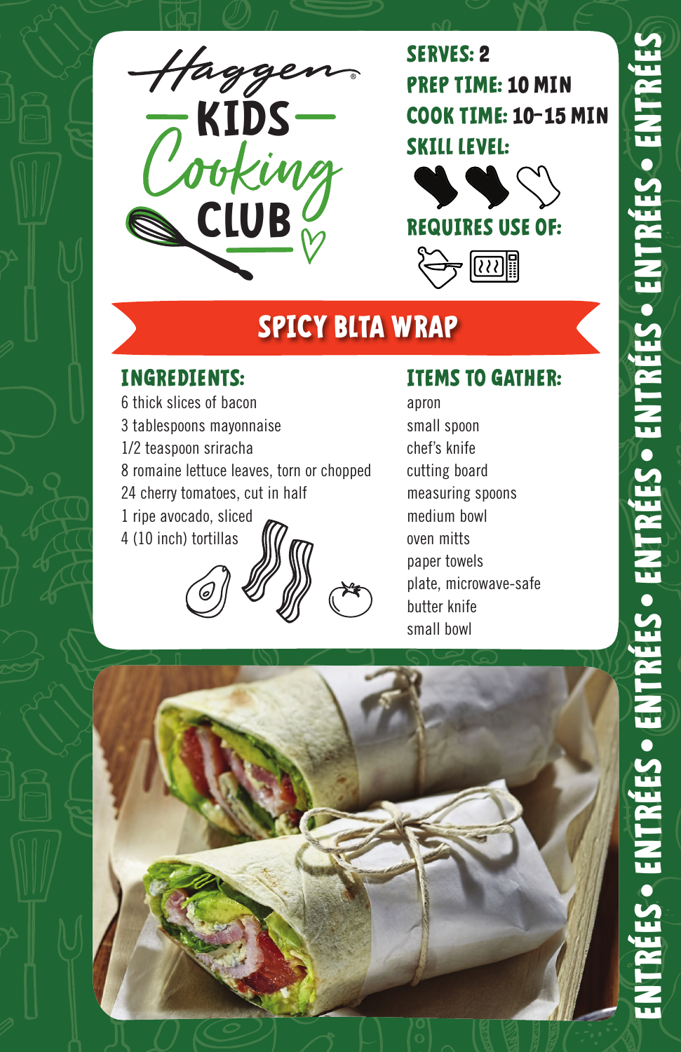Haggen

# KIDS Cooking CLUB

**SERVES:** 2
**PREP TIME:** 10 MIN
**COOK TIME:** 10-15 MIN
**SKILL LEVEL:**
**REQUIRES USE OF:**

## SPICY BLTA WRAP

### INGREDIENTS:

6 thick slices of bacon
3 tablespoons mayonnaise
1/2 teaspoon sriracha
8 romaine lettuce leaves, torn or chopped
24 cherry tomatoes, cut in half
1 ripe avocado, sliced
4 (10 inch) tortillas

### ITEMS TO GATHER:

apron
small spoon
chef's knife
cutting board
measuring spoons
medium bowl
oven mitts
paper towels
plate, microwave-safe
butter knife
small bowl

ENTRÉES • ENTRÉES • ENTRÉES • ENTRÉES • ENTRÉES • ENTRÉES • ENTRÉES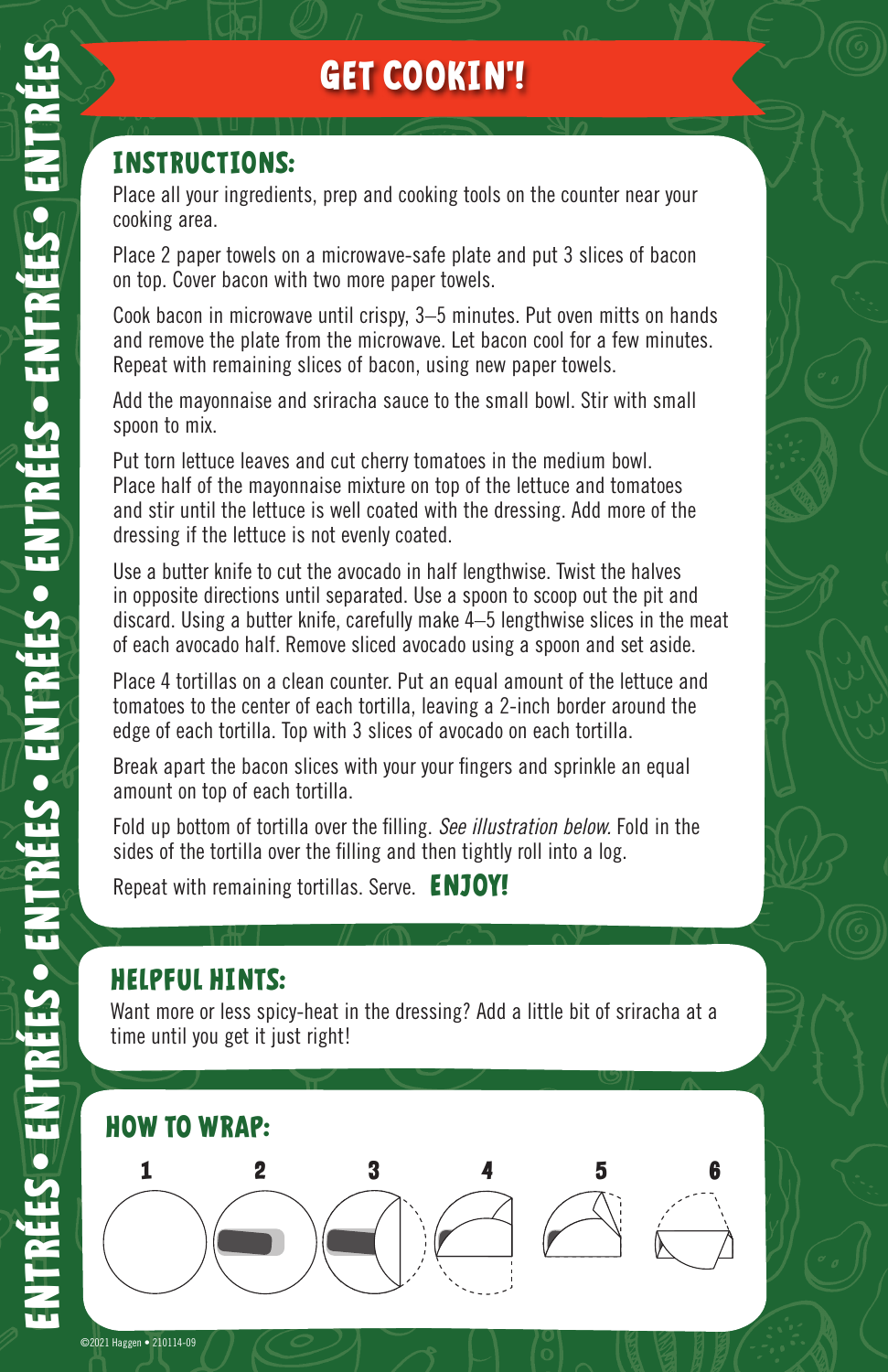# GET COOKIN'!

## INSTRUCTIONS:

Place all your ingredients, prep and cooking tools on the counter near your cooking area.

Place 2 paper towels on a microwave-safe plate and put 3 slices of bacon on top. Cover bacon with two more paper towels.

Cook bacon in microwave until crispy, 3–5 minutes. Put oven mitts on hands and remove the plate from the microwave. Let bacon cool for a few minutes. Repeat with remaining slices of bacon, using new paper towels.

Add the mayonnaise and sriracha sauce to the small bowl. Stir with small spoon to mix.

Put torn lettuce leaves and cut cherry tomatoes in the medium bowl. Place half of the mayonnaise mixture on top of the lettuce and tomatoes and stir until the lettuce is well coated with the dressing. Add more of the dressing if the lettuce is not evenly coated.

Use a butter knife to cut the avocado in half lengthwise. Twist the halves in opposite directions until separated. Use a spoon to scoop out the pit and discard. Using a butter knife, carefully make 4–5 lengthwise slices in the meat of each avocado half. Remove sliced avocado using a spoon and set aside.

Place 4 tortillas on a clean counter. Put an equal amount of the lettuce and tomatoes to the center of each tortilla, leaving a 2-inch border around the edge of each tortilla. Top with 3 slices of avocado on each tortilla.

Break apart the bacon slices with your your fingers and sprinkle an equal amount on top of each tortilla.

Fold up bottom of tortilla over the filling. *See illustration below.* Fold in the sides of the tortilla over the filling and then tightly roll into a log.

Repeat with remaining tortillas. Serve. **ENJOY!**

## HELPFUL HINTS:

Want more or less spicy-heat in the dressing? Add a little bit of sriracha at a time until you get it just right!

## HOW TO WRAP:

1 2 3 4 5 6

©2021 Haggen • 210114-09